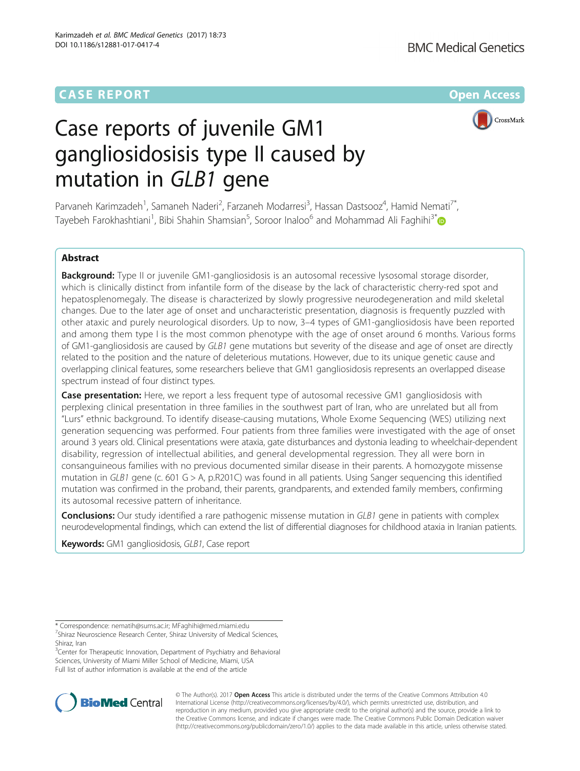CASE REPORT

Open Access

# Case reports of juvenile GM1 gangliosidosisis type II caused by mutation in *GLB1* gene

Parvaneh Karimzadeh[1], Samaneh Naderi[2], Farzaneh Modarresi[3], Hassan Dastsooz[4], Hamid Nemati[7*], Tayebeh Farokhashtiani[1], Bibi Shahin Shamsian[5], Soroor Inaloo[6] and Mohammad Ali Faghihi[3*]

## Abstract

**Background:** Type II or juvenile GM1-gangliosidosis is an autosomal recessive lysosomal storage disorder, which is clinically distinct from infantile form of the disease by the lack of characteristic cherry-red spot and hepatosplenomegaly. The disease is characterized by slowly progressive neurodegeneration and mild skeletal changes. Due to the later age of onset and uncharacteristic presentation, diagnosis is frequently puzzled with other ataxic and purely neurological disorders. Up to now, 3–4 types of GM1-gangliosidosis have been reported and among them type I is the most common phenotype with the age of onset around 6 months. Various forms of GM1-gangliosidosis are caused by *GLB1* gene mutations but severity of the disease and age of onset are directly related to the position and the nature of deleterious mutations. However, due to its unique genetic cause and overlapping clinical features, some researchers believe that GM1 gangliosidosis represents an overlapped disease spectrum instead of four distinct types.

**Case presentation:** Here, we report a less frequent type of autosomal recessive GM1 gangliosidosis with perplexing clinical presentation in three families in the southwest part of Iran, who are unrelated but all from "Lurs" ethnic background. To identify disease-causing mutations, Whole Exome Sequencing (WES) utilizing next generation sequencing was performed. Four patients from three families were investigated with the age of onset around 3 years old. Clinical presentations were ataxia, gate disturbances and dystonia leading to wheelchair-dependent disability, regression of intellectual abilities, and general developmental regression. They all were born in consanguineous families with no previous documented similar disease in their parents. A homozygote missense mutation in *GLB1* gene (c. 601 G > A, p.R201C) was found in all patients. Using Sanger sequencing this identified mutation was confirmed in the proband, their parents, grandparents, and extended family members, confirming its autosomal recessive pattern of inheritance.

**Conclusions:** Our study identified a rare pathogenic missense mutation in *GLB1* gene in patients with complex neurodevelopmental findings, which can extend the list of differential diagnoses for childhood ataxia in Iranian patients.

**Keywords:** GM1 gangliosidosis, *GLB1*, Case report

---

\* Correspondence: nematih@sums.ac.ir; MFaghihi@med.miami.edu
[7]Shiraz Neuroscience Research Center, Shiraz University of Medical Sciences, Shiraz, Iran
[3]Center for Therapeutic Innovation, Department of Psychiatry and Behavioral Sciences, University of Miami Miller School of Medicine, Miami, USA
Full list of author information is available at the end of the article

© The Author(s). 2017 **Open Access** This article is distributed under the terms of the Creative Commons Attribution 4.0 International License (http://creativecommons.org/licenses/by/4.0/), which permits unrestricted use, distribution, and reproduction in any medium, provided you give appropriate credit to the original author(s) and the source, provide a link to the Creative Commons license, and indicate if changes were made. The Creative Commons Public Domain Dedication waiver (http://creativecommons.org/publicdomain/zero/1.0/) applies to the data made available in this article, unless otherwise stated.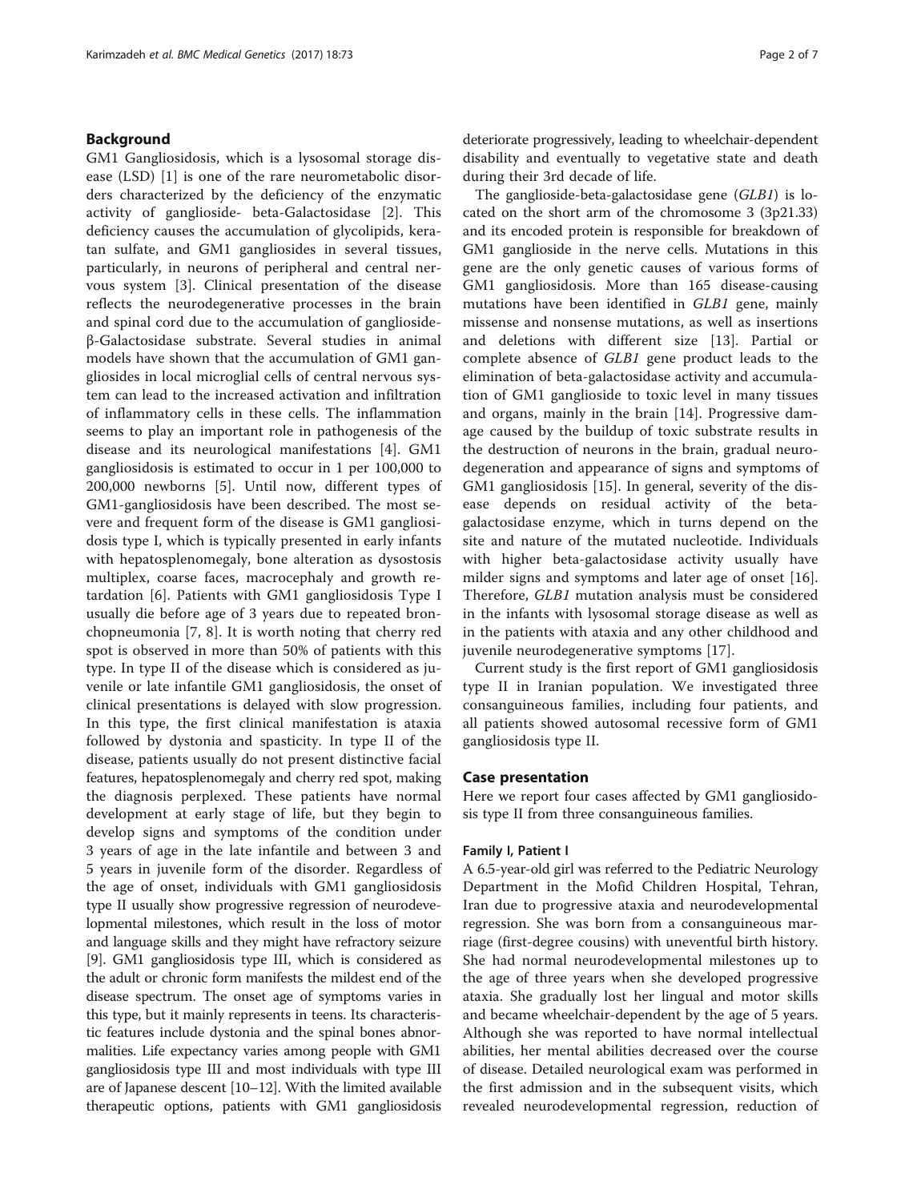## Background

GM1 Gangliosidosis, which is a lysosomal storage disease (LSD) [1] is one of the rare neurometabolic disorders characterized by the deficiency of the enzymatic activity of ganglioside- beta-Galactosidase [2]. This deficiency causes the accumulation of glycolipids, keratan sulfate, and GM1 gangliosides in several tissues, particularly, in neurons of peripheral and central nervous system [3]. Clinical presentation of the disease reflects the neurodegenerative processes in the brain and spinal cord due to the accumulation of ganglioside-β-Galactosidase substrate. Several studies in animal models have shown that the accumulation of GM1 gangliosides in local microglial cells of central nervous system can lead to the increased activation and infiltration of inflammatory cells in these cells. The inflammation seems to play an important role in pathogenesis of the disease and its neurological manifestations [4]. GM1 gangliosidosis is estimated to occur in 1 per 100,000 to 200,000 newborns [5]. Until now, different types of GM1-gangliosidosis have been described. The most severe and frequent form of the disease is GM1 gangliosidosis type I, which is typically presented in early infants with hepatosplenomegaly, bone alteration as dysostosis multiplex, coarse faces, macrocephaly and growth retardation [6]. Patients with GM1 gangliosidosis Type I usually die before age of 3 years due to repeated bronchopneumonia [7, 8]. It is worth noting that cherry red spot is observed in more than 50% of patients with this type. In type II of the disease which is considered as juvenile or late infantile GM1 gangliosidosis, the onset of clinical presentations is delayed with slow progression. In this type, the first clinical manifestation is ataxia followed by dystonia and spasticity. In type II of the disease, patients usually do not present distinctive facial features, hepatosplenomegaly and cherry red spot, making the diagnosis perplexed. These patients have normal development at early stage of life, but they begin to develop signs and symptoms of the condition under 3 years of age in the late infantile and between 3 and 5 years in juvenile form of the disorder. Regardless of the age of onset, individuals with GM1 gangliosidosis type II usually show progressive regression of neurodevelopmental milestones, which result in the loss of motor and language skills and they might have refractory seizure [9]. GM1 gangliosidosis type III, which is considered as the adult or chronic form manifests the mildest end of the disease spectrum. The onset age of symptoms varies in this type, but it mainly represents in teens. Its characteristic features include dystonia and the spinal bones abnormalities. Life expectancy varies among people with GM1 gangliosidosis type III and most individuals with type III are of Japanese descent [10–12]. With the limited available therapeutic options, patients with GM1 gangliosidosis deteriorate progressively, leading to wheelchair-dependent disability and eventually to vegetative state and death during their 3rd decade of life.

The ganglioside-beta-galactosidase gene (*GLB1*) is located on the short arm of the chromosome 3 (3p21.33) and its encoded protein is responsible for breakdown of GM1 ganglioside in the nerve cells. Mutations in this gene are the only genetic causes of various forms of GM1 gangliosidosis. More than 165 disease-causing mutations have been identified in *GLB1* gene, mainly missense and nonsense mutations, as well as insertions and deletions with different size [13]. Partial or complete absence of *GLB1* gene product leads to the elimination of beta-galactosidase activity and accumulation of GM1 ganglioside to toxic level in many tissues and organs, mainly in the brain [14]. Progressive damage caused by the buildup of toxic substrate results in the destruction of neurons in the brain, gradual neurodegeneration and appearance of signs and symptoms of GM1 gangliosidosis [15]. In general, severity of the disease depends on residual activity of the beta-galactosidase enzyme, which in turns depend on the site and nature of the mutated nucleotide. Individuals with higher beta-galactosidase activity usually have milder signs and symptoms and later age of onset [16]. Therefore, *GLB1* mutation analysis must be considered in the infants with lysosomal storage disease as well as in the patients with ataxia and any other childhood and juvenile neurodegenerative symptoms [17].

Current study is the first report of GM1 gangliosidosis type II in Iranian population. We investigated three consanguineous families, including four patients, and all patients showed autosomal recessive form of GM1 gangliosidosis type II.

## Case presentation

Here we report four cases affected by GM1 gangliosidosis type II from three consanguineous families.

### Family I, Patient I

A 6.5-year-old girl was referred to the Pediatric Neurology Department in the Mofid Children Hospital, Tehran, Iran due to progressive ataxia and neurodevelopmental regression. She was born from a consanguineous marriage (first-degree cousins) with uneventful birth history. She had normal neurodevelopmental milestones up to the age of three years when she developed progressive ataxia. She gradually lost her lingual and motor skills and became wheelchair-dependent by the age of 5 years. Although she was reported to have normal intellectual abilities, her mental abilities decreased over the course of disease. Detailed neurological exam was performed in the first admission and in the subsequent visits, which revealed neurodevelopmental regression, reduction of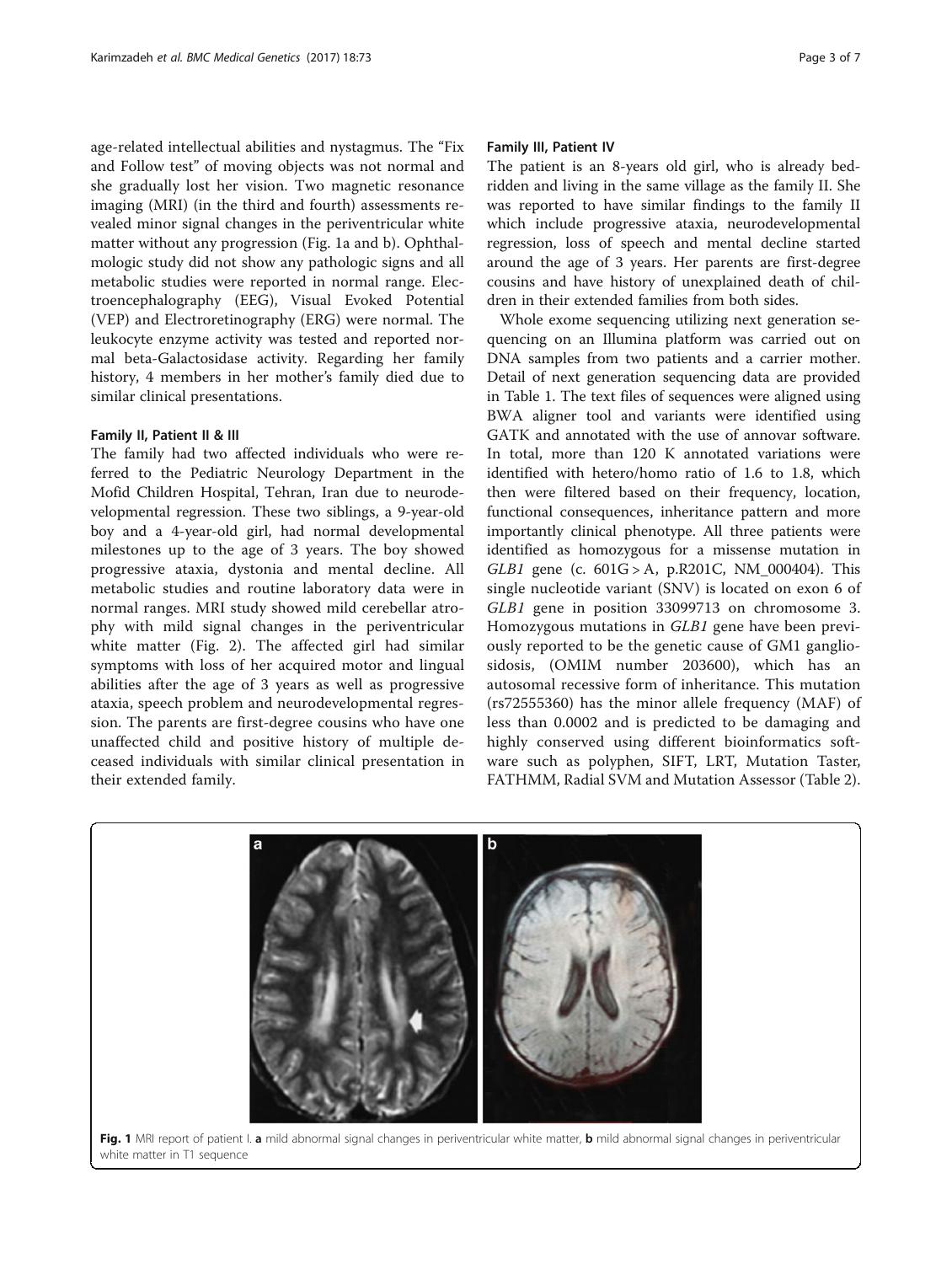age-related intellectual abilities and nystagmus. The "Fix and Follow test" of moving objects was not normal and she gradually lost her vision. Two magnetic resonance imaging (MRI) (in the third and fourth) assessments revealed minor signal changes in the periventricular white matter without any progression (Fig. 1a and b). Ophthalmologic study did not show any pathologic signs and all metabolic studies were reported in normal range. Electroencephalography (EEG), Visual Evoked Potential (VEP) and Electroretinography (ERG) were normal. The leukocyte enzyme activity was tested and reported normal beta-Galactosidase activity. Regarding her family history, 4 members in her mother's family died due to similar clinical presentations.

#### Family II, Patient II & III

The family had two affected individuals who were referred to the Pediatric Neurology Department in the Mofid Children Hospital, Tehran, Iran due to neurodevelopmental regression. These two siblings, a 9-year-old boy and a 4-year-old girl, had normal developmental milestones up to the age of 3 years. The boy showed progressive ataxia, dystonia and mental decline. All metabolic studies and routine laboratory data were in normal ranges. MRI study showed mild cerebellar atrophy with mild signal changes in the periventricular white matter (Fig. 2). The affected girl had similar symptoms with loss of her acquired motor and lingual abilities after the age of 3 years as well as progressive ataxia, speech problem and neurodevelopmental regression. The parents are first-degree cousins who have one unaffected child and positive history of multiple deceased individuals with similar clinical presentation in their extended family.

#### Family III, Patient IV

The patient is an 8-years old girl, who is already bedridden and living in the same village as the family II. She was reported to have similar findings to the family II which include progressive ataxia, neurodevelopmental regression, loss of speech and mental decline started around the age of 3 years. Her parents are first-degree cousins and have history of unexplained death of children in their extended families from both sides.

Whole exome sequencing utilizing next generation sequencing on an Illumina platform was carried out on DNA samples from two patients and a carrier mother. Detail of next generation sequencing data are provided in Table 1. The text files of sequences were aligned using BWA aligner tool and variants were identified using GATK and annotated with the use of annovar software. In total, more than 120 K annotated variations were identified with hetero/homo ratio of 1.6 to 1.8, which then were filtered based on their frequency, location, functional consequences, inheritance pattern and more importantly clinical phenotype. All three patients were identified as homozygous for a missense mutation in *GLB1* gene (c. 601G > A, p.R201C, NM_000404). This single nucleotide variant (SNV) is located on exon 6 of *GLB1* gene in position 33099713 on chromosome 3. Homozygous mutations in *GLB1* gene have been previously reported to be the genetic cause of GM1 gangliosidosis, (OMIM number 203600), which has an autosomal recessive form of inheritance. This mutation (rs72555360) has the minor allele frequency (MAF) of less than 0.0002 and is predicted to be damaging and highly conserved using different bioinformatics software such as polyphen, SIFT, LRT, Mutation Taster, FATHMM, Radial SVM and Mutation Assessor (Table 2).

**Fig. 1** MRI report of patient I. **a** mild abnormal signal changes in periventricular white matter, **b** mild abnormal signal changes in periventricular white matter in T1 sequence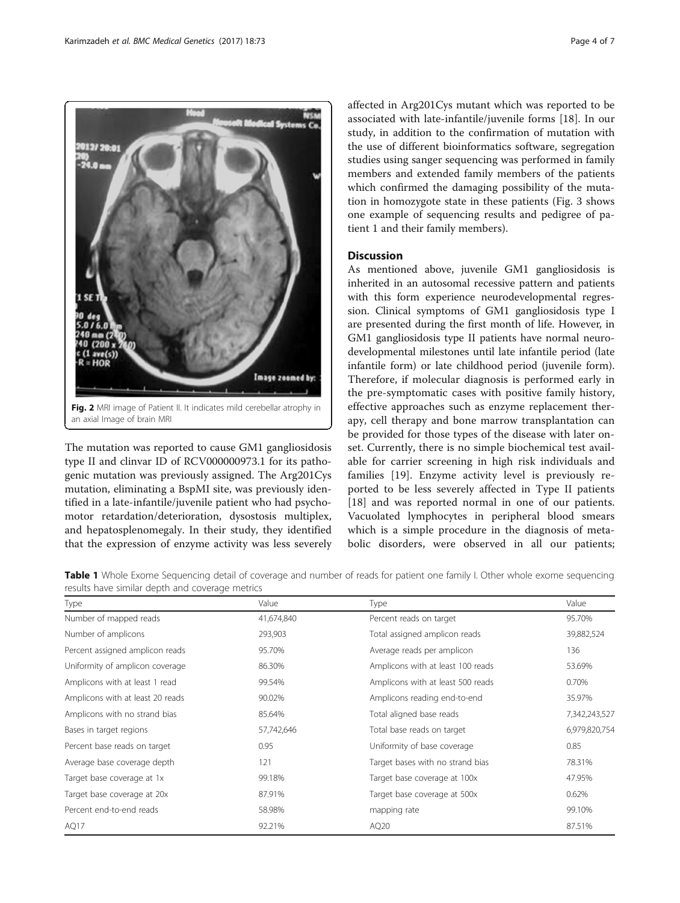Fig. 2 MRI image of Patient II. It indicates mild cerebellar atrophy in an axial Image of brain MRI

The mutation was reported to cause GM1 gangliosidosis type II and clinvar ID of RCV000000973.1 for its pathogenic mutation was previously assigned. The Arg201Cys mutation, eliminating a BspMI site, was previously identified in a late-infantile/juvenile patient who had psychomotor retardation/deterioration, dysostosis multiplex, and hepatosplenomegaly. In their study, they identified that the expression of enzyme activity was less severely affected in Arg201Cys mutant which was reported to be associated with late-infantile/juvenile forms [18]. In our study, in addition to the confirmation of mutation with the use of different bioinformatics software, segregation studies using sanger sequencing was performed in family members and extended family members of the patients which confirmed the damaging possibility of the mutation in homozygote state in these patients (Fig. 3 shows one example of sequencing results and pedigree of patient 1 and their family members).

## Discussion

As mentioned above, juvenile GM1 gangliosidosis is inherited in an autosomal recessive pattern and patients with this form experience neurodevelopmental regression. Clinical symptoms of GM1 gangliosidosis type I are presented during the first month of life. However, in GM1 gangliosidosis type II patients have normal neurodevelopmental milestones until late infantile period (late infantile form) or late childhood period (juvenile form). Therefore, if molecular diagnosis is performed early in the pre-symptomatic cases with positive family history, effective approaches such as enzyme replacement therapy, cell therapy and bone marrow transplantation can be provided for those types of the disease with later onset. Currently, there is no simple biochemical test available for carrier screening in high risk individuals and families [19]. Enzyme activity level is previously reported to be less severely affected in Type II patients [18] and was reported normal in one of our patients. Vacuolated lymphocytes in peripheral blood smears which is a simple procedure in the diagnosis of metabolic disorders, were observed in all our patients;

**Table 1** Whole Exome Sequencing detail of coverage and number of reads for patient one family I. Other whole exome sequencing results have similar depth and coverage metrics

| Type | Value | Type | Value |
|---|---|---|---|
| Number of mapped reads | 41,674,840 | Percent reads on target | 95.70% |
| Number of amplicons | 293,903 | Total assigned amplicon reads | 39,882,524 |
| Percent assigned amplicon reads | 95.70% | Average reads per amplicon | 136 |
| Uniformity of amplicon coverage | 86.30% | Amplicons with at least 100 reads | 53.69% |
| Amplicons with at least 1 read | 99.54% | Amplicons with at least 500 reads | 0.70% |
| Amplicons with at least 20 reads | 90.02% | Amplicons reading end-to-end | 35.97% |
| Amplicons with no strand bias | 85.64% | Total aligned base reads | 7,342,243,527 |
| Bases in target regions | 57,742,646 | Total base reads on target | 6,979,820,754 |
| Percent base reads on target | 0.95 | Uniformity of base coverage | 0.85 |
| Average base coverage depth | 121 | Target bases with no strand bias | 78.31% |
| Target base coverage at 1x | 99.18% | Target base coverage at 100x | 47.95% |
| Target base coverage at 20x | 87.91% | Target base coverage at 500x | 0.62% |
| Percent end-to-end reads | 58.98% | mapping rate | 99.10% |
| AQ17 | 92.21% | AQ20 | 87.51% |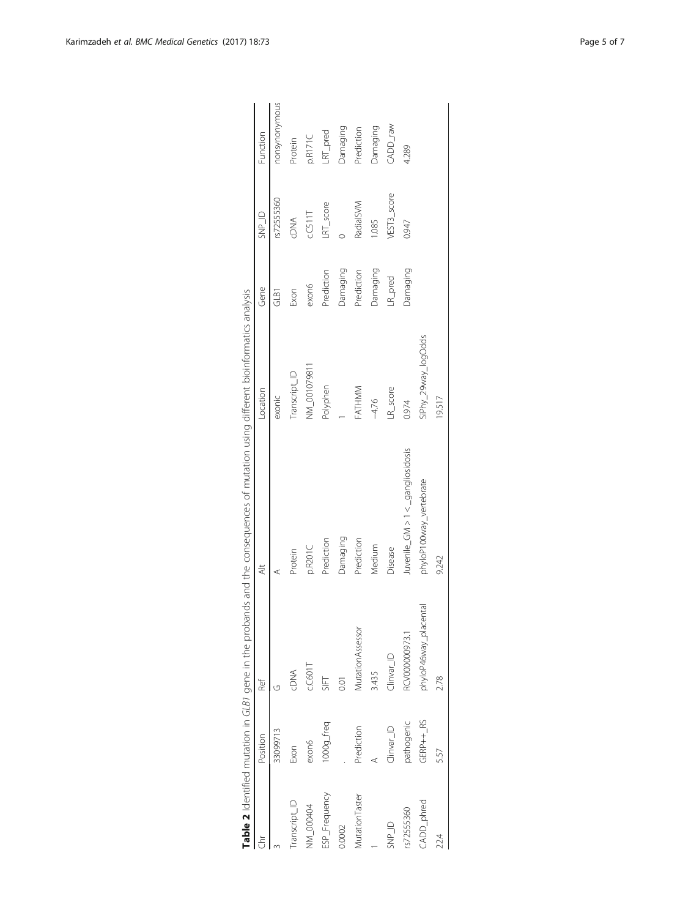**Table 2** Identified mutation in *GLB1* gene in the probands and the consequences of mutation using different bioinformatics analysis

| Chr | Position | Ref | Alt | Location | Gene | SNP_ID | Function |
|---|---|---|---|---|---|---|---|
| 3 | 33099713 | G | A | exonic | GLB1 | rs72555360 | nonsynonymous |
| Transcript_ID | Exon | cDNA | Protein | Transcript_ID | Exon | cDNA | Protein |
| NM_000404 | exon6 | c.C601T | p.R201C | NM_001079811 | exon6 | c.C511T | p.R171C |
| ESP_Frequency | 1000g_freq | SIFT | Prediction | Polyphen | Prediction | LRT_score | LRT_pred |
| 0.0002 | . | 0.01 | Damaging | 1 | Damaging | 0 | Damaging |
| MutationTaster | Prediction | MutationAssessor | Prediction | FATHMM | Prediction | RadialSVM | Prediction |
| 1 | A | 3.435 | Medium | −4.76 | Damaging | 1.085 | Damaging |
| SNP_ID | Clinvar_ID | Clinvar_ID | Disease | LR_score | LR_pred | VEST3_score | CADD_raw |
| rs72555360 | pathogenic | RCV000000973.1 | Juvenile_GM > 1 < _gangliosidosis | 0.974 | Damaging | 0.947 | 4.289 |
| CADD_phred | GERP++_RS | phyloP46way_placental | phyloP100way_vertebrate | SiPhy_29way_logOdds | | | |
| 22.4 | 5.57 | 2.78 | 9.242 | 19.517 | | | |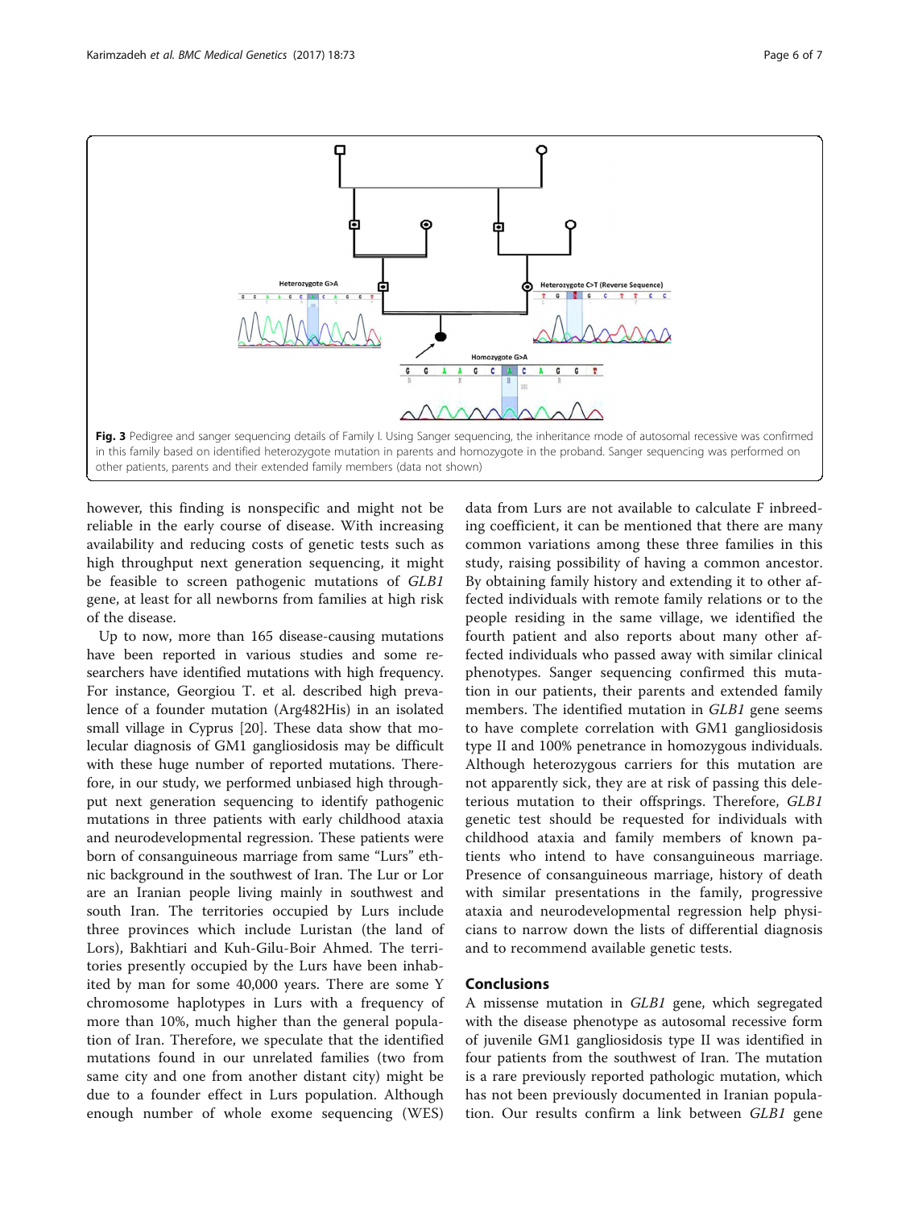Heterozygote G>A

Heterozygote C>T (Reverse Sequence)

Homozygote G>A

**Fig. 3** Pedigree and sanger sequencing details of Family I. Using Sanger sequencing, the inheritance mode of autosomal recessive was confirmed in this family based on identified heterozygote mutation in parents and homozygote in the proband. Sanger sequencing was performed on other patients, parents and their extended family members (data not shown)

however, this finding is nonspecific and might not be reliable in the early course of disease. With increasing availability and reducing costs of genetic tests such as high throughput next generation sequencing, it might be feasible to screen pathogenic mutations of *GLB1* gene, at least for all newborns from families at high risk of the disease.

Up to now, more than 165 disease-causing mutations have been reported in various studies and some researchers have identified mutations with high frequency. For instance, Georgiou T. et al. described high prevalence of a founder mutation (Arg482His) in an isolated small village in Cyprus [20]. These data show that molecular diagnosis of GM1 gangliosidosis may be difficult with these huge number of reported mutations. Therefore, in our study, we performed unbiased high throughput next generation sequencing to identify pathogenic mutations in three patients with early childhood ataxia and neurodevelopmental regression. These patients were born of consanguineous marriage from same "Lurs" ethnic background in the southwest of Iran. The Lur or Lor are an Iranian people living mainly in southwest and south Iran. The territories occupied by Lurs include three provinces which include Luristan (the land of Lors), Bakhtiari and Kuh-Gilu-Boir Ahmed. The territories presently occupied by the Lurs have been inhabited by man for some 40,000 years. There are some Y chromosome haplotypes in Lurs with a frequency of more than 10%, much higher than the general population of Iran. Therefore, we speculate that the identified mutations found in our unrelated families (two from same city and one from another distant city) might be due to a founder effect in Lurs population. Although enough number of whole exome sequencing (WES) data from Lurs are not available to calculate F inbreeding coefficient, it can be mentioned that there are many common variations among these three families in this study, raising possibility of having a common ancestor. By obtaining family history and extending it to other affected individuals with remote family relations or to the people residing in the same village, we identified the fourth patient and also reports about many other affected individuals who passed away with similar clinical phenotypes. Sanger sequencing confirmed this mutation in our patients, their parents and extended family members. The identified mutation in *GLB1* gene seems to have complete correlation with GM1 gangliosidosis type II and 100% penetrance in homozygous individuals. Although heterozygous carriers for this mutation are not apparently sick, they are at risk of passing this deleterious mutation to their offsprings. Therefore, *GLB1* genetic test should be requested for individuals with childhood ataxia and family members of known patients who intend to have consanguineous marriage. Presence of consanguineous marriage, history of death with similar presentations in the family, progressive ataxia and neurodevelopmental regression help physicians to narrow down the lists of differential diagnosis and to recommend available genetic tests.

## Conclusions

A missense mutation in *GLB1* gene, which segregated with the disease phenotype as autosomal recessive form of juvenile GM1 gangliosidosis type II was identified in four patients from the southwest of Iran. The mutation is a rare previously reported pathologic mutation, which has not been previously documented in Iranian population. Our results confirm a link between *GLB1* gene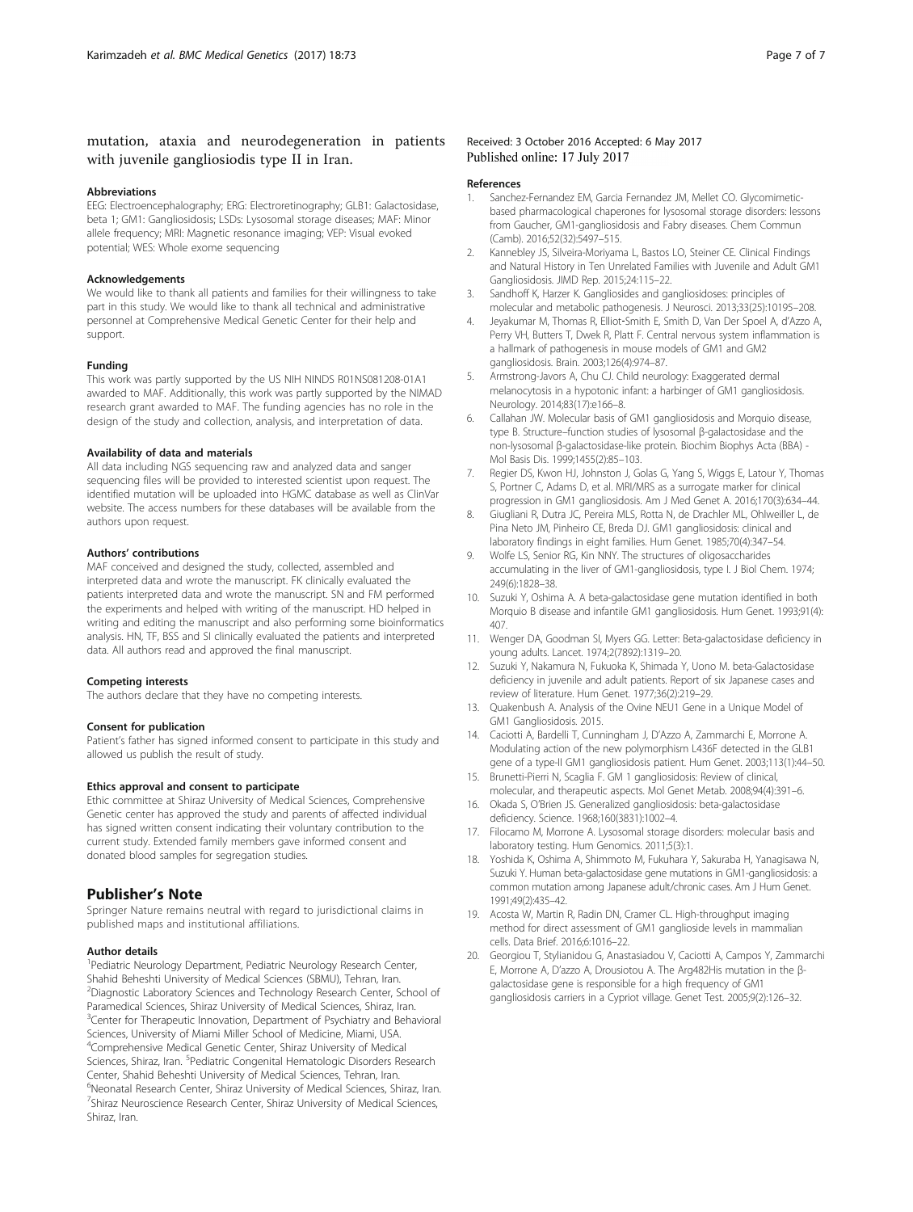mutation, ataxia and neurodegeneration in patients with juvenile gangliosiodis type II in Iran.

### Abbreviations

EEG: Electroencephalography; ERG: Electroretinography; GLB1: Galactosidase, beta 1; GM1: Gangliosidosis; LSDs: Lysosomal storage diseases; MAF: Minor allele frequency; MRI: Magnetic resonance imaging; VEP: Visual evoked potential; WES: Whole exome sequencing

### Acknowledgements

We would like to thank all patients and families for their willingness to take part in this study. We would like to thank all technical and administrative personnel at Comprehensive Medical Genetic Center for their help and support.

### Funding

This work was partly supported by the US NIH NINDS R01NS081208-01A1 awarded to MAF. Additionally, this work was partly supported by the NIMAD research grant awarded to MAF. The funding agencies has no role in the design of the study and collection, analysis, and interpretation of data.

### Availability of data and materials

All data including NGS sequencing raw and analyzed data and sanger sequencing files will be provided to interested scientist upon request. The identified mutation will be uploaded into HGMC database as well as ClinVar website. The access numbers for these databases will be available from the authors upon request.

### Authors' contributions

MAF conceived and designed the study, collected, assembled and interpreted data and wrote the manuscript. FK clinically evaluated the patients interpreted data and wrote the manuscript. SN and FM performed the experiments and helped with writing of the manuscript. HD helped in writing and editing the manuscript and also performing some bioinformatics analysis. HN, TF, BSS and SI clinically evaluated the patients and interpreted data. All authors read and approved the final manuscript.

### Competing interests

The authors declare that they have no competing interests.

### Consent for publication

Patient's father has signed informed consent to participate in this study and allowed us publish the result of study.

### Ethics approval and consent to participate

Ethic committee at Shiraz University of Medical Sciences, Comprehensive Genetic center has approved the study and parents of affected individual has signed written consent indicating their voluntary contribution to the current study. Extended family members gave informed consent and donated blood samples for segregation studies.

## Publisher's Note

Springer Nature remains neutral with regard to jurisdictional claims in published maps and institutional affiliations.

### Author details

[1]Pediatric Neurology Department, Pediatric Neurology Research Center, Shahid Beheshti University of Medical Sciences (SBMU), Tehran, Iran. [2]Diagnostic Laboratory Sciences and Technology Research Center, School of Paramedical Sciences, Shiraz University of Medical Sciences, Shiraz, Iran. [3]Center for Therapeutic Innovation, Department of Psychiatry and Behavioral Sciences, University of Miami Miller School of Medicine, Miami, USA. [4]Comprehensive Medical Genetic Center, Shiraz University of Medical Sciences, Shiraz, Iran. [5]Pediatric Congenital Hematologic Disorders Research Center, Shahid Beheshti University of Medical Sciences, Tehran, Iran. [6]Neonatal Research Center, Shiraz University of Medical Sciences, Shiraz, Iran. [7]Shiraz Neuroscience Research Center, Shiraz University of Medical Sciences, Shiraz, Iran.

Received: 3 October 2016 Accepted: 6 May 2017
Published online: 17 July 2017

### References

1. Sanchez-Fernandez EM, Garcia Fernandez JM, Mellet CO. Glycomimetic-based pharmacological chaperones for lysosomal storage disorders: lessons from Gaucher, GM1-gangliosidosis and Fabry diseases. Chem Commun (Camb). 2016;52(32):5497–515.
2. Kannebley JS, Silveira-Moriyama L, Bastos LO, Steiner CE. Clinical Findings and Natural History in Ten Unrelated Families with Juvenile and Adult GM1 Gangliosidosis. JIMD Rep. 2015;24:115–22.
3. Sandhoff K, Harzer K. Gangliosides and gangliosidoses: principles of molecular and metabolic pathogenesis. J Neurosci. 2013;33(25):10195–208.
4. Jeyakumar M, Thomas R, Elliot-Smith E, Smith D, Van Der Spoel A, d'Azzo A, Perry VH, Butters T, Dwek R, Platt F. Central nervous system inflammation is a hallmark of pathogenesis in mouse models of GM1 and GM2 gangliosidosis. Brain. 2003;126(4):974–87.
5. Armstrong-Javors A, Chu CJ. Child neurology: Exaggerated dermal melanocytosis in a hypotonic infant: a harbinger of GM1 gangliosidosis. Neurology. 2014;83(17):e166–8.
6. Callahan JW. Molecular basis of GM1 gangliosidosis and Morquio disease, type B. Structure–function studies of lysosomal β-galactosidase and the non-lysosomal β-galactosidase-like protein. Biochim Biophys Acta (BBA) - Mol Basis Dis. 1999;1455(2):85–103.
7. Regier DS, Kwon HJ, Johnston J, Golas G, Yang S, Wiggs E, Latour Y, Thomas S, Portner C, Adams D, et al. MRI/MRS as a surrogate marker for clinical progression in GM1 gangliosidosis. Am J Med Genet A. 2016;170(3):634–44.
8. Giugliani R, Dutra JC, Pereira MLS, Rotta N, de Drachler ML, Ohlweiller L, de Pina Neto JM, Pinheiro CE, Breda DJ. GM1 gangliosidosis: clinical and laboratory findings in eight families. Hum Genet. 1985;70(4):347–54.
9. Wolfe LS, Senior RG, Kin NNY. The structures of oligosaccharides accumulating in the liver of GM1-gangliosidosis, type I. J Biol Chem. 1974; 249(6):1828–38.
10. Suzuki Y, Oshima A. A beta-galactosidase gene mutation identified in both Morquio B disease and infantile GM1 gangliosidosis. Hum Genet. 1993;91(4): 407.
11. Wenger DA, Goodman SI, Myers GG. Letter: Beta-galactosidase deficiency in young adults. Lancet. 1974;2(7892):1319–20.
12. Suzuki Y, Nakamura N, Fukuoka K, Shimada Y, Uono M. beta-Galactosidase deficiency in juvenile and adult patients. Report of six Japanese cases and review of literature. Hum Genet. 1977;36(2):219–29.
13. Quakenbush A. Analysis of the Ovine NEU1 Gene in a Unique Model of GM1 Gangliosidosis. 2015.
14. Caciotti A, Bardelli T, Cunningham J, D'Azzo A, Zammarchi E, Morrone A. Modulating action of the new polymorphism L436F detected in the GLB1 gene of a type-II GM1 gangliosidosis patient. Hum Genet. 2003;113(1):44–50.
15. Brunetti-Pierri N, Scaglia F. GM 1 gangliosidosis: Review of clinical, molecular, and therapeutic aspects. Mol Genet Metab. 2008;94(4):391–6.
16. Okada S, O'Brien JS. Generalized gangliosidosis: beta-galactosidase deficiency. Science. 1968;160(3831):1002–4.
17. Filocamo M, Morrone A. Lysosomal storage disorders: molecular basis and laboratory testing. Hum Genomics. 2011;5(3):1.
18. Yoshida K, Oshima A, Shimmoto M, Fukuhara Y, Sakuraba H, Yanagisawa N, Suzuki Y. Human beta-galactosidase gene mutations in GM1-gangliosidosis: a common mutation among Japanese adult/chronic cases. Am J Hum Genet. 1991;49(2):435–42.
19. Acosta W, Martin R, Radin DN, Cramer CL. High-throughput imaging method for direct assessment of GM1 ganglioside levels in mammalian cells. Data Brief. 2016;6:1016–22.
20. Georgiou T, Stylianidou G, Anastasiadou V, Caciotti A, Campos Y, Zammarchi E, Morrone A, D'azzo A, Drousiotou A. The Arg482His mutation in the β-galactosidase gene is responsible for a high frequency of GM1 gangliosidosis carriers in a Cypriot village. Genet Test. 2005;9(2):126–32.